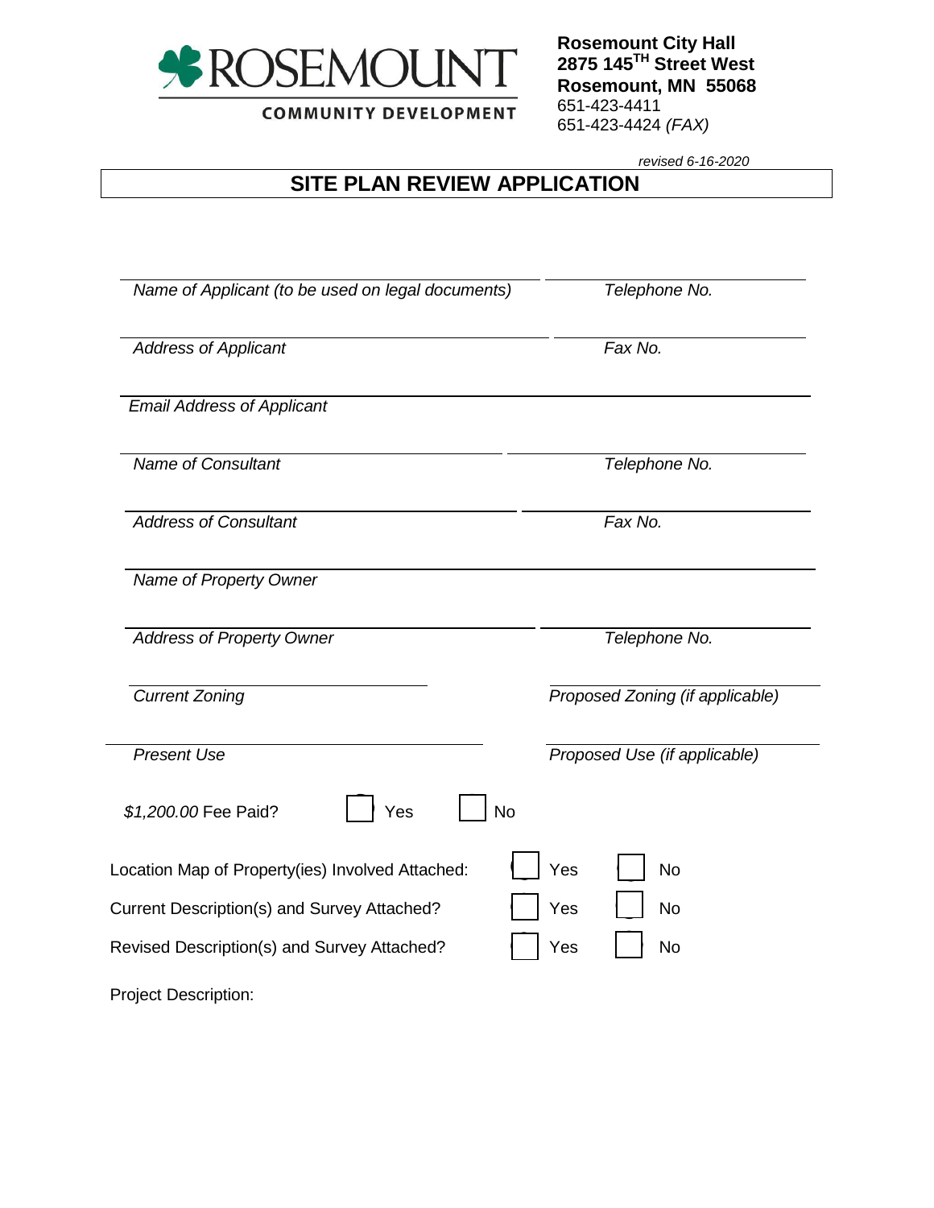ROSEMOUNT
COMMUNITY DEVELOPMENT

**Rosemount City Hall**
**2875 145TH Street West**
**Rosemount, MN 55068**
651-423-4411
651-423-4424 *(FAX)*

*revised 6-16-2020*

# SITE PLAN REVIEW APPLICATION

| | |
|---|---|
| *Name of Applicant (to be used on legal documents)* | *Telephone No.* |
| *Address of Applicant* | *Fax No.* |
| *Email Address of Applicant* | |
| *Name of Consultant* | *Telephone No.* |
| *Address of Consultant* | *Fax No.* |
| *Name of Property Owner* | |
| *Address of Property Owner* | *Telephone No.* |
| *Current Zoning* | *Proposed Zoning (if applicable)* |
| *Present Use* | *Proposed Use (if applicable)* |

*$1,200.00* Fee Paid? ☐ Yes ☐ No

Location Map of Property(ies) Involved Attached: ☐ Yes ☐ No

Current Description(s) and Survey Attached? ☐ Yes ☐ No

Revised Description(s) and Survey Attached? ☐ Yes ☐ No

Project Description: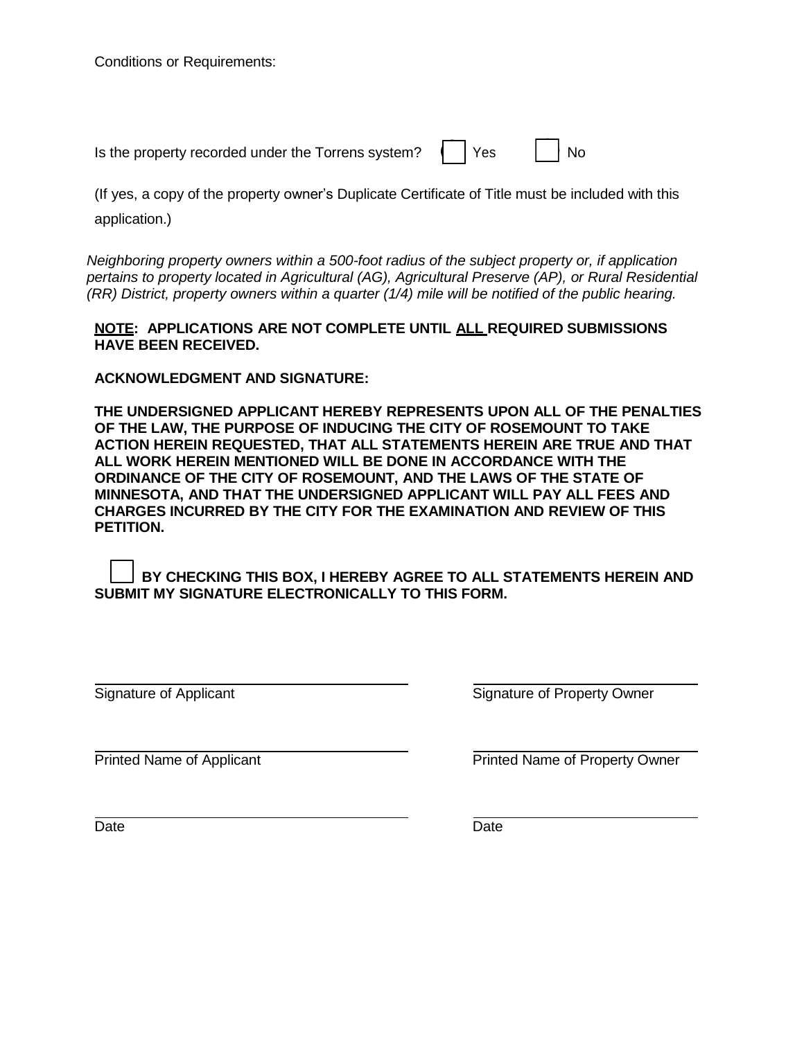Conditions or Requirements:

Is the property recorded under the Torrens system? ☐ Yes ☐ No

(If yes, a copy of the property owner's Duplicate Certificate of Title must be included with this application.)

*Neighboring property owners within a 500-foot radius of the subject property or, if application pertains to property located in Agricultural (AG), Agricultural Preserve (AP), or Rural Residential (RR) District, property owners within a quarter (1/4) mile will be notified of the public hearing.*

**NOTE: APPLICATIONS ARE NOT COMPLETE UNTIL ALL REQUIRED SUBMISSIONS HAVE BEEN RECEIVED.**

**ACKNOWLEDGMENT AND SIGNATURE:**

**THE UNDERSIGNED APPLICANT HEREBY REPRESENTS UPON ALL OF THE PENALTIES OF THE LAW, THE PURPOSE OF INDUCING THE CITY OF ROSEMOUNT TO TAKE ACTION HEREIN REQUESTED, THAT ALL STATEMENTS HEREIN ARE TRUE AND THAT ALL WORK HEREIN MENTIONED WILL BE DONE IN ACCORDANCE WITH THE ORDINANCE OF THE CITY OF ROSEMOUNT, AND THE LAWS OF THE STATE OF MINNESOTA, AND THAT THE UNDERSIGNED APPLICANT WILL PAY ALL FEES AND CHARGES INCURRED BY THE CITY FOR THE EXAMINATION AND REVIEW OF THIS PETITION.**

☐ **BY CHECKING THIS BOX, I HEREBY AGREE TO ALL STATEMENTS HEREIN AND SUBMIT MY SIGNATURE ELECTRONICALLY TO THIS FORM.**

| | |
|---|---|
| Signature of Applicant | Signature of Property Owner |
| Printed Name of Applicant | Printed Name of Property Owner |
| Date | Date |